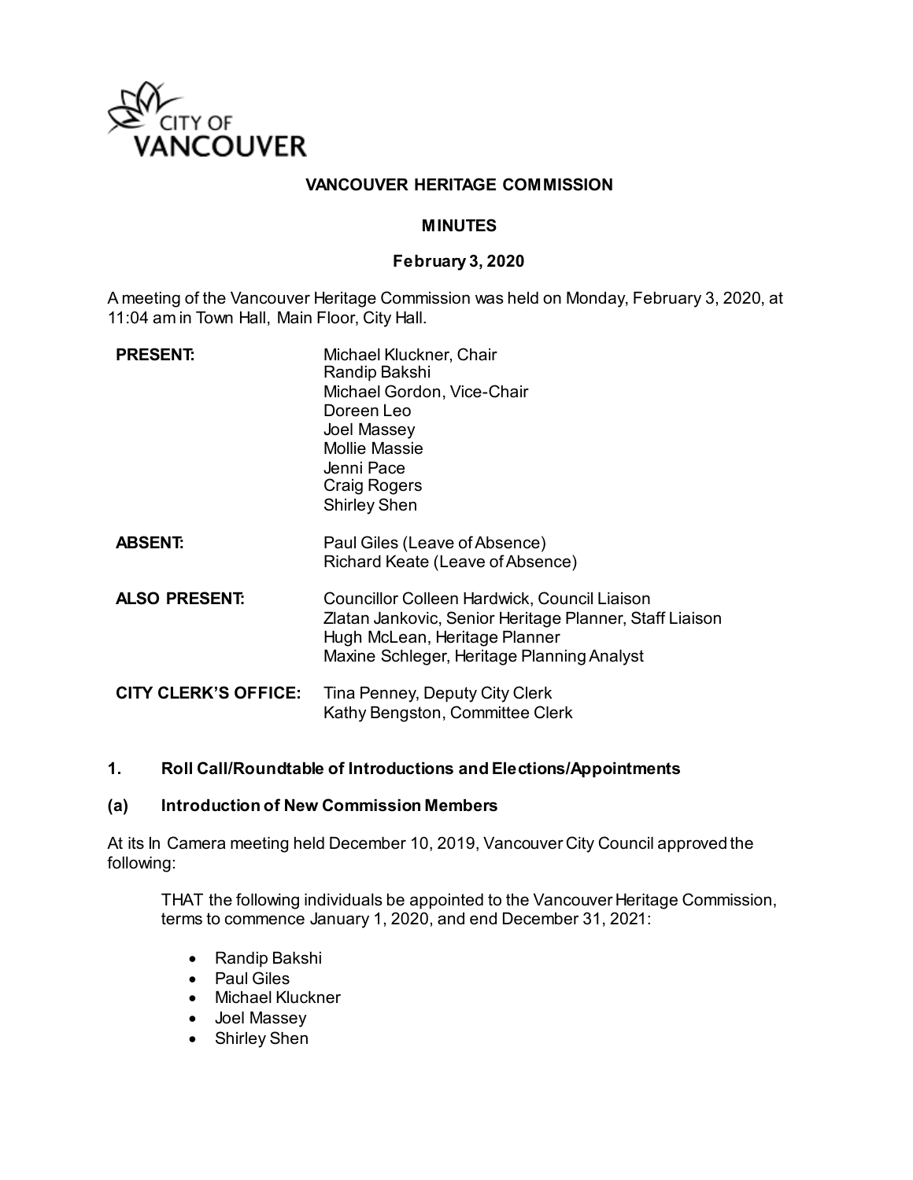CITY OF VANCOUVER

# VANCOUVER HERITAGE COMMISSION

## MINUTES

### February 3, 2020

A meeting of the Vancouver Heritage Commission was held on Monday, February 3, 2020, at 11:04 am in Town Hall, Main Floor, City Hall.

| | |
|---|---|
| **PRESENT:** | Michael Kluckner, Chair<br>Randip Bakshi<br>Michael Gordon, Vice-Chair<br>Doreen Leo<br>Joel Massey<br>Mollie Massie<br>Jenni Pace<br>Craig Rogers<br>Shirley Shen |
| **ABSENT:** | Paul Giles (Leave of Absence)<br>Richard Keate (Leave of Absence) |
| **ALSO PRESENT:** | Councillor Colleen Hardwick, Council Liaison<br>Zlatan Jankovic, Senior Heritage Planner, Staff Liaison<br>Hugh McLean, Heritage Planner<br>Maxine Schleger, Heritage Planning Analyst |
| **CITY CLERK'S OFFICE:** | Tina Penney, Deputy City Clerk<br>Kathy Bengston, Committee Clerk |

### 1. Roll Call/Roundtable of Introductions and Elections/Appointments

### (a) Introduction of New Commission Members

At its In Camera meeting held December 10, 2019, Vancouver City Council approved the following:

> THAT the following individuals be appointed to the Vancouver Heritage Commission, terms to commence January 1, 2020, and end December 31, 2021:
>
> - Randip Bakshi
> - Paul Giles
> - Michael Kluckner
> - Joel Massey
> - Shirley Shen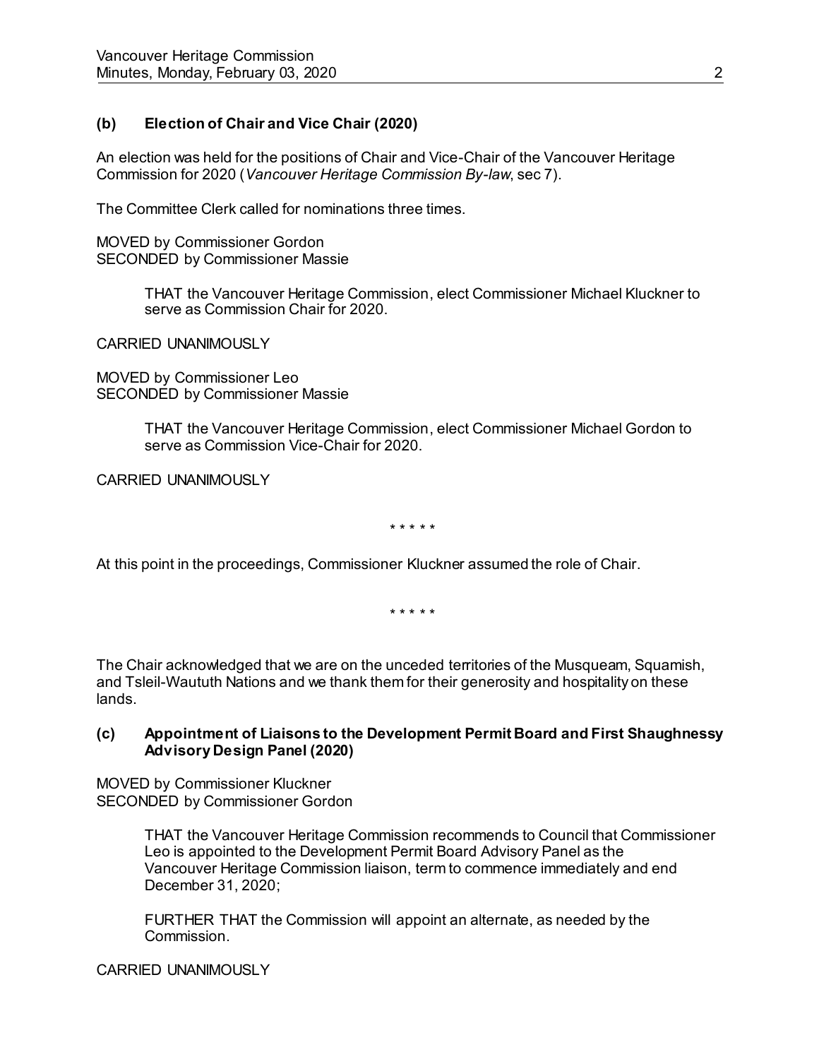### (b) Election of Chair and Vice Chair (2020)

An election was held for the positions of Chair and Vice-Chair of the Vancouver Heritage Commission for 2020 (*Vancouver Heritage Commission By-law*, sec 7).

The Committee Clerk called for nominations three times.

MOVED by Commissioner Gordon
SECONDED by Commissioner Massie

> THAT the Vancouver Heritage Commission, elect Commissioner Michael Kluckner to serve as Commission Chair for 2020.

CARRIED UNANIMOUSLY

MOVED by Commissioner Leo
SECONDED by Commissioner Massie

> THAT the Vancouver Heritage Commission, elect Commissioner Michael Gordon to serve as Commission Vice-Chair for 2020.

CARRIED UNANIMOUSLY

\* \* \* \* \*

At this point in the proceedings, Commissioner Kluckner assumed the role of Chair.

\* \* \* \* \*

The Chair acknowledged that we are on the unceded territories of the Musqueam, Squamish, and Tsleil-Waututh Nations and we thank them for their generosity and hospitality on these lands.

### (c) Appointment of Liaisons to the Development Permit Board and First Shaughnessy Advisory Design Panel (2020)

MOVED by Commissioner Kluckner
SECONDED by Commissioner Gordon

> THAT the Vancouver Heritage Commission recommends to Council that Commissioner Leo is appointed to the Development Permit Board Advisory Panel as the Vancouver Heritage Commission liaison, term to commence immediately and end December 31, 2020;
>
> FURTHER THAT the Commission will appoint an alternate, as needed by the Commission.

CARRIED UNANIMOUSLY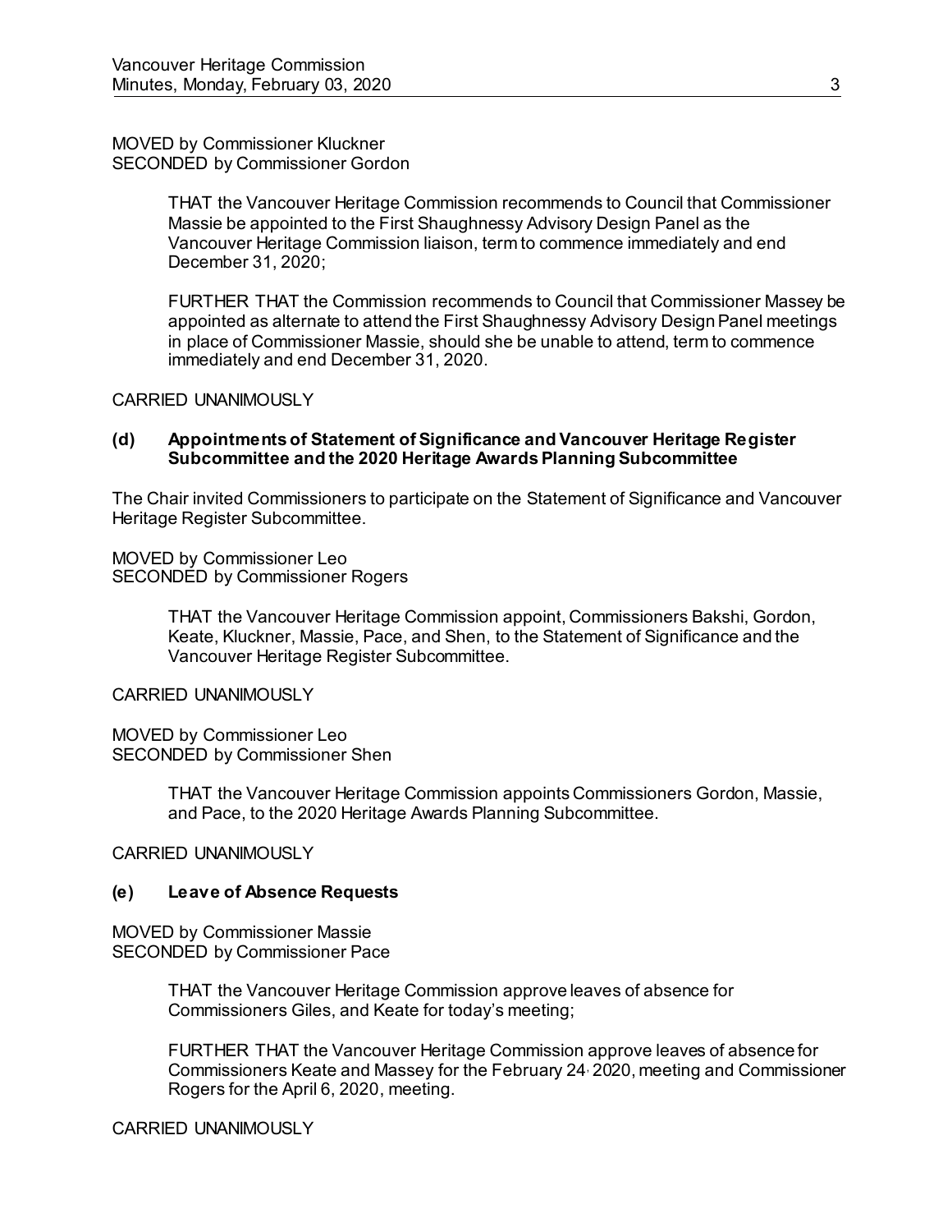MOVED by Commissioner Kluckner
SECONDED by Commissioner Gordon

> THAT the Vancouver Heritage Commission recommends to Council that Commissioner Massie be appointed to the First Shaughnessy Advisory Design Panel as the Vancouver Heritage Commission liaison, term to commence immediately and end December 31, 2020;
>
> FURTHER THAT the Commission recommends to Council that Commissioner Massey be appointed as alternate to attend the First Shaughnessy Advisory Design Panel meetings in place of Commissioner Massie, should she be unable to attend, term to commence immediately and end December 31, 2020.

CARRIED UNANIMOUSLY

### (d) Appointments of Statement of Significance and Vancouver Heritage Register Subcommittee and the 2020 Heritage Awards Planning Subcommittee

The Chair invited Commissioners to participate on the Statement of Significance and Vancouver Heritage Register Subcommittee.

MOVED by Commissioner Leo
SECONDED by Commissioner Rogers

> THAT the Vancouver Heritage Commission appoint, Commissioners Bakshi, Gordon, Keate, Kluckner, Massie, Pace, and Shen, to the Statement of Significance and the Vancouver Heritage Register Subcommittee.

CARRIED UNANIMOUSLY

MOVED by Commissioner Leo
SECONDED by Commissioner Shen

> THAT the Vancouver Heritage Commission appoints Commissioners Gordon, Massie, and Pace, to the 2020 Heritage Awards Planning Subcommittee.

CARRIED UNANIMOUSLY

### (e) Leave of Absence Requests

MOVED by Commissioner Massie
SECONDED by Commissioner Pace

> THAT the Vancouver Heritage Commission approve leaves of absence for Commissioners Giles, and Keate for today's meeting;
>
> FURTHER THAT the Vancouver Heritage Commission approve leaves of absence for Commissioners Keate and Massey for the February 24, 2020, meeting and Commissioner Rogers for the April 6, 2020, meeting.

CARRIED UNANIMOUSLY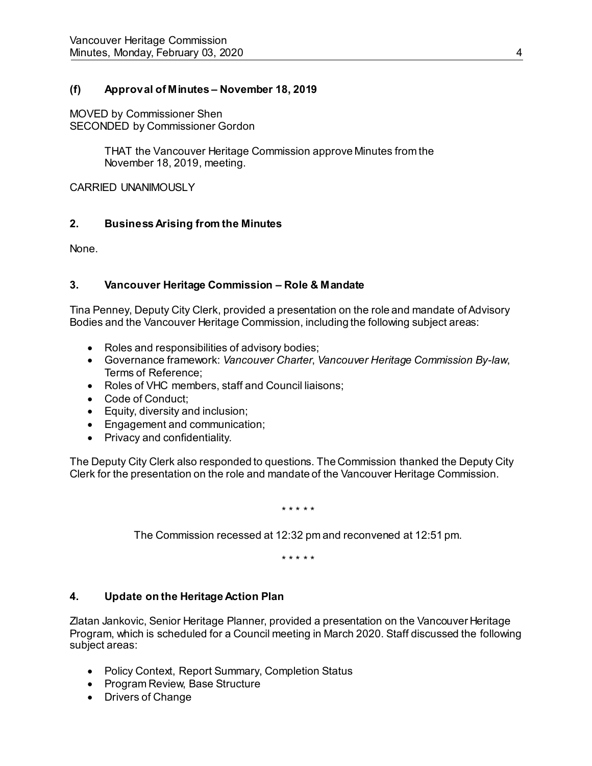### (f) Approval of Minutes – November 18, 2019

MOVED by Commissioner Shen
SECONDED by Commissioner Gordon

> THAT the Vancouver Heritage Commission approve Minutes from the November 18, 2019, meeting.

CARRIED UNANIMOUSLY

## 2. Business Arising from the Minutes

None.

## 3. Vancouver Heritage Commission – Role & Mandate

Tina Penney, Deputy City Clerk, provided a presentation on the role and mandate of Advisory Bodies and the Vancouver Heritage Commission, including the following subject areas:

- Roles and responsibilities of advisory bodies;
- Governance framework: *Vancouver Charter*, *Vancouver Heritage Commission By-law*, Terms of Reference;
- Roles of VHC members, staff and Council liaisons;
- Code of Conduct;
- Equity, diversity and inclusion;
- Engagement and communication;
- Privacy and confidentiality.

The Deputy City Clerk also responded to questions. The Commission thanked the Deputy City Clerk for the presentation on the role and mandate of the Vancouver Heritage Commission.

\* \* \* \* \*

The Commission recessed at 12:32 pm and reconvened at 12:51 pm.

\* \* \* \* \*

## 4. Update on the Heritage Action Plan

Zlatan Jankovic, Senior Heritage Planner, provided a presentation on the Vancouver Heritage Program, which is scheduled for a Council meeting in March 2020. Staff discussed the following subject areas:

- Policy Context, Report Summary, Completion Status
- Program Review, Base Structure
- Drivers of Change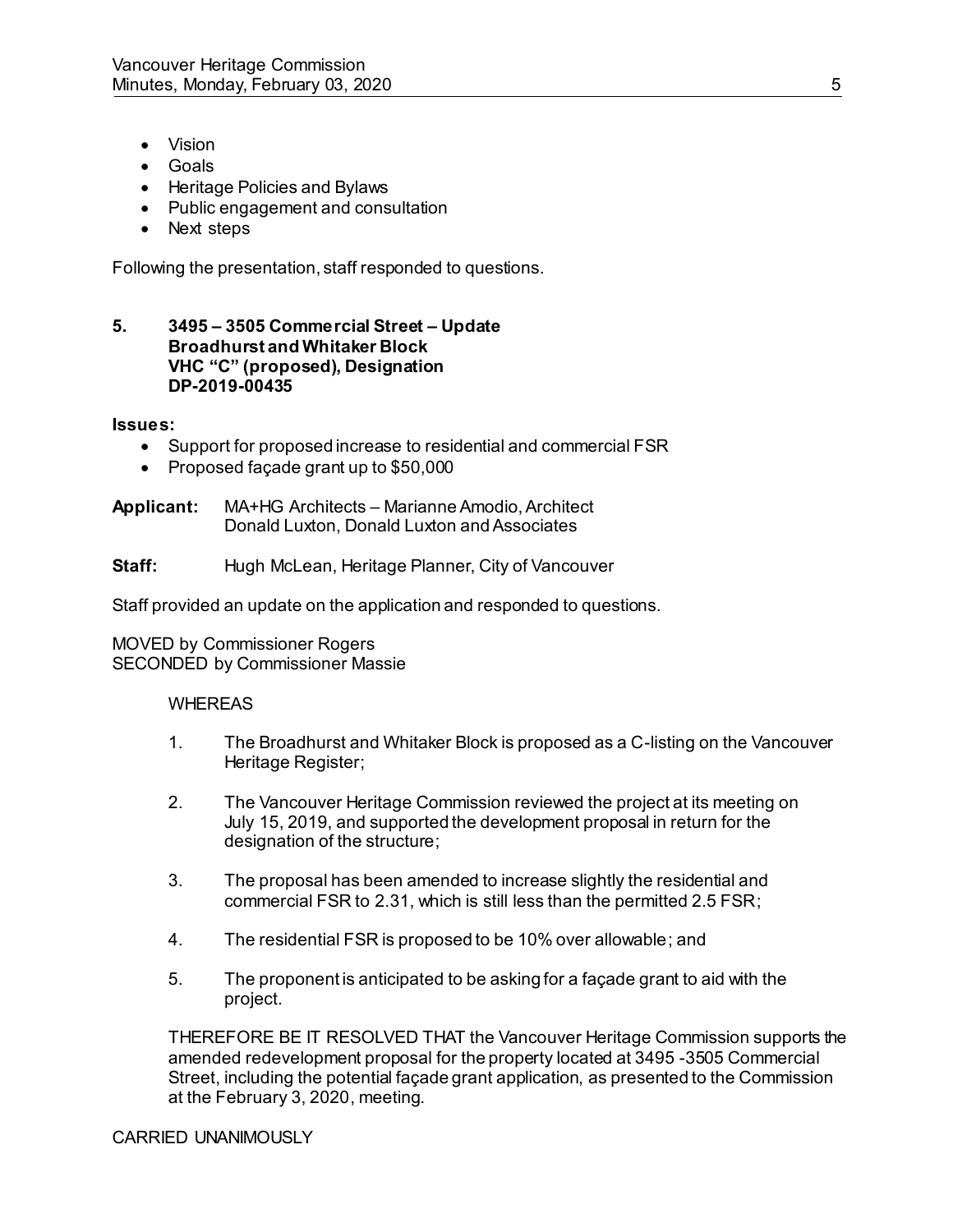- Vision
- Goals
- Heritage Policies and Bylaws
- Public engagement and consultation
- Next steps

Following the presentation, staff responded to questions.

**5. 3495 – 3505 Commercial Street – Update**
**Broadhurst and Whitaker Block**
**VHC "C" (proposed), Designation**
**DP-2019-00435**

**Issues:**

- Support for proposed increase to residential and commercial FSR
- Proposed façade grant up to $50,000

**Applicant:** MA+HG Architects – Marianne Amodio, Architect
Donald Luxton, Donald Luxton and Associates

**Staff:** Hugh McLean, Heritage Planner, City of Vancouver

Staff provided an update on the application and responded to questions.

MOVED by Commissioner Rogers
SECONDED by Commissioner Massie

WHEREAS

1. The Broadhurst and Whitaker Block is proposed as a C-listing on the Vancouver Heritage Register;

2. The Vancouver Heritage Commission reviewed the project at its meeting on July 15, 2019, and supported the development proposal in return for the designation of the structure;

3. The proposal has been amended to increase slightly the residential and commercial FSR to 2.31, which is still less than the permitted 2.5 FSR;

4. The residential FSR is proposed to be 10% over allowable; and

5. The proponent is anticipated to be asking for a façade grant to aid with the project.

THEREFORE BE IT RESOLVED THAT the Vancouver Heritage Commission supports the amended redevelopment proposal for the property located at 3495 -3505 Commercial Street, including the potential façade grant application, as presented to the Commission at the February 3, 2020, meeting.

CARRIED UNANIMOUSLY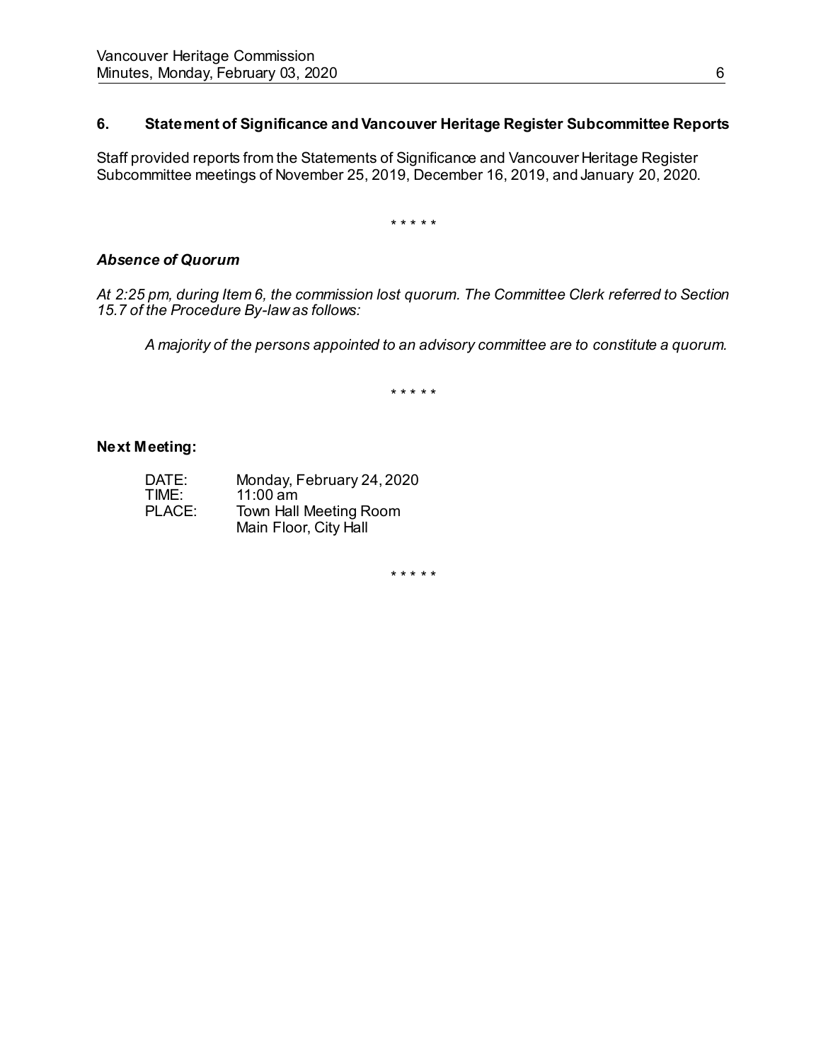## 6. Statement of Significance and Vancouver Heritage Register Subcommittee Reports

Staff provided reports from the Statements of Significance and Vancouver Heritage Register Subcommittee meetings of November 25, 2019, December 16, 2019, and January 20, 2020.

\* \* \* \* \*

### *Absence of Quorum*

*At 2:25 pm, during Item 6, the commission lost quorum. The Committee Clerk referred to Section 15.7 of the Procedure By-law as follows:*

> *A majority of the persons appointed to an advisory committee are to constitute a quorum.*

\* \* \* \* \*

**Next Meeting:**

| | |
|---|---|
| DATE: | Monday, February 24, 2020 |
| TIME: | 11:00 am |
| PLACE: | Town Hall Meeting Room<br>Main Floor, City Hall |

\* \* \* \* \*